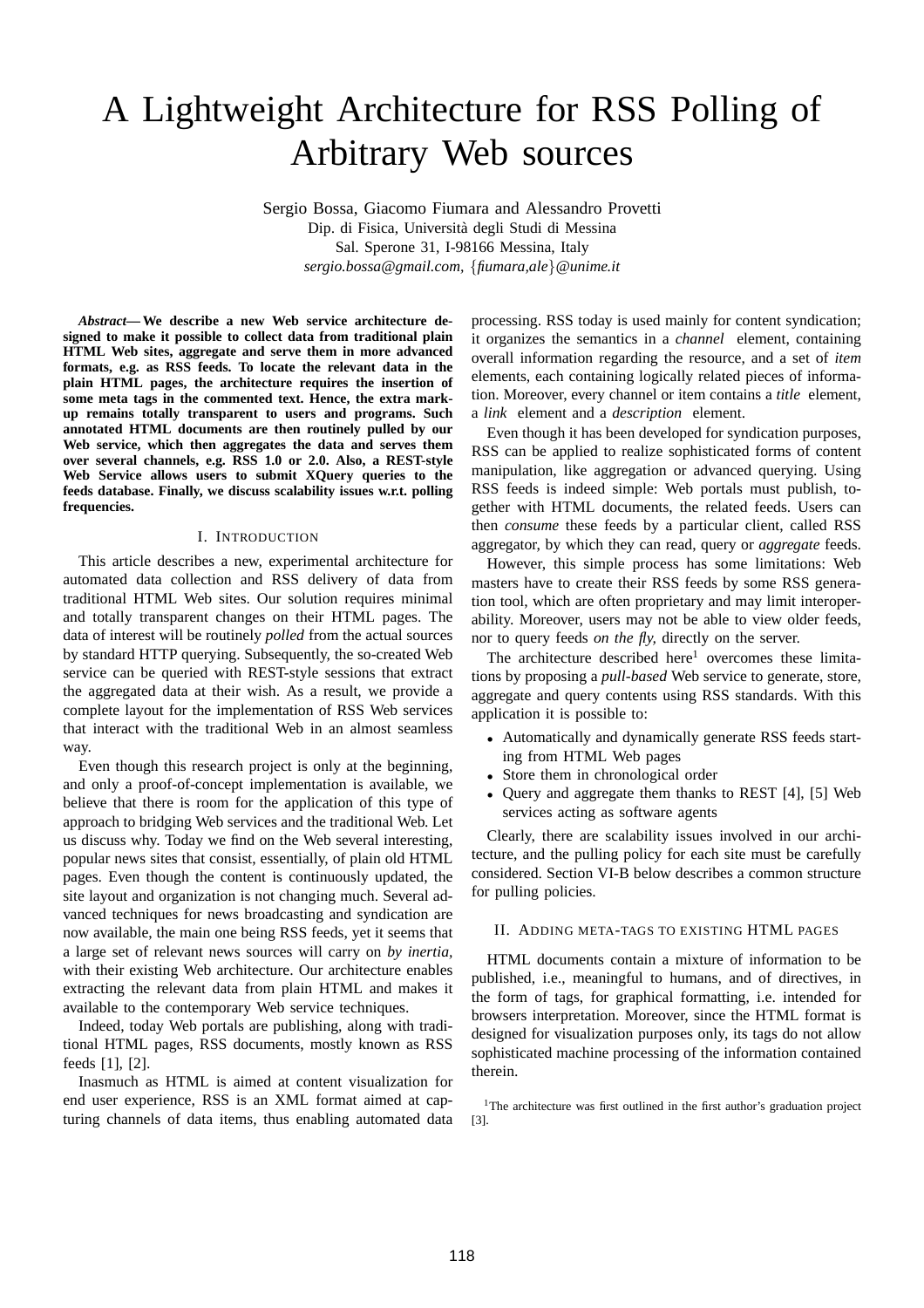# A Lightweight Architecture for RSS Polling of Arbitrary Web sources

Sergio Bossa, Giacomo Fiumara and Alessandro Provetti
Dip. di Fisica, Università degli Studi di Messina
Sal. Sperone 31, I-98166 Messina, Italy
*sergio.bossa@gmail.com*, {*fiumara,ale*}*@unime.it*

***Abstract*— We describe a new Web service architecture designed to make it possible to collect data from traditional plain HTML Web sites, aggregate and serve them in more advanced formats, e.g. as RSS feeds. To locate the relevant data in the plain HTML pages, the architecture requires the insertion of some meta tags in the commented text. Hence, the extra markup remains totally transparent to users and programs. Such annotated HTML documents are then routinely pulled by our Web service, which then aggregates the data and serves them over several channels, e.g. RSS 1.0 or 2.0. Also, a REST-style Web Service allows users to submit XQuery queries to the feeds database. Finally, we discuss scalability issues w.r.t. polling frequencies.**

## I. Introduction

This article describes a new, experimental architecture for automated data collection and RSS delivery of data from traditional HTML Web sites. Our solution requires minimal and totally transparent changes on their HTML pages. The data of interest will be routinely *polled* from the actual sources by standard HTTP querying. Subsequently, the so-created Web service can be queried with REST-style sessions that extract the aggregated data at their wish. As a result, we provide a complete layout for the implementation of RSS Web services that interact with the traditional Web in an almost seamless way.

Even though this research project is only at the beginning, and only a proof-of-concept implementation is available, we believe that there is room for the application of this type of approach to bridging Web services and the traditional Web. Let us discuss why. Today we find on the Web several interesting, popular news sites that consist, essentially, of plain old HTML pages. Even though the content is continuously updated, the site layout and organization is not changing much. Several advanced techniques for news broadcasting and syndication are now available, the main one being RSS feeds, yet it seems that a large set of relevant news sources will carry on *by inertia*, with their existing Web architecture. Our architecture enables extracting the relevant data from plain HTML and makes it available to the contemporary Web service techniques.

Indeed, today Web portals are publishing, along with traditional HTML pages, RSS documents, mostly known as RSS feeds [1], [2].

Inasmuch as HTML is aimed at content visualization for end user experience, RSS is an XML format aimed at capturing channels of data items, thus enabling automated data processing. RSS today is used mainly for content syndication; it organizes the semantics in a *channel* element, containing overall information regarding the resource, and a set of *item* elements, each containing logically related pieces of information. Moreover, every channel or item contains a *title* element, a *link* element and a *description* element.

Even though it has been developed for syndication purposes, RSS can be applied to realize sophisticated forms of content manipulation, like aggregation or advanced querying. Using RSS feeds is indeed simple: Web portals must publish, together with HTML documents, the related feeds. Users can then *consume* these feeds by a particular client, called RSS aggregator, by which they can read, query or *aggregate* feeds.

However, this simple process has some limitations: Web masters have to create their RSS feeds by some RSS generation tool, which are often proprietary and may limit interoperability. Moreover, users may not be able to view older feeds, nor to query feeds *on the fly*, directly on the server.

The architecture described here[1] overcomes these limitations by proposing a *pull-based* Web service to generate, store, aggregate and query contents using RSS standards. With this application it is possible to:

- Automatically and dynamically generate RSS feeds starting from HTML Web pages
- Store them in chronological order
- Query and aggregate them thanks to REST [4], [5] Web services acting as software agents

Clearly, there are scalability issues involved in our architecture, and the pulling policy for each site must be carefully considered. Section VI-B below describes a common structure for pulling policies.

## II. Adding meta-tags to existing HTML pages

HTML documents contain a mixture of information to be published, i.e., meaningful to humans, and of directives, in the form of tags, for graphical formatting, i.e. intended for browsers interpretation. Moreover, since the HTML format is designed for visualization purposes only, its tags do not allow sophisticated machine processing of the information contained therein.

[1]The architecture was first outlined in the first author's graduation project [3].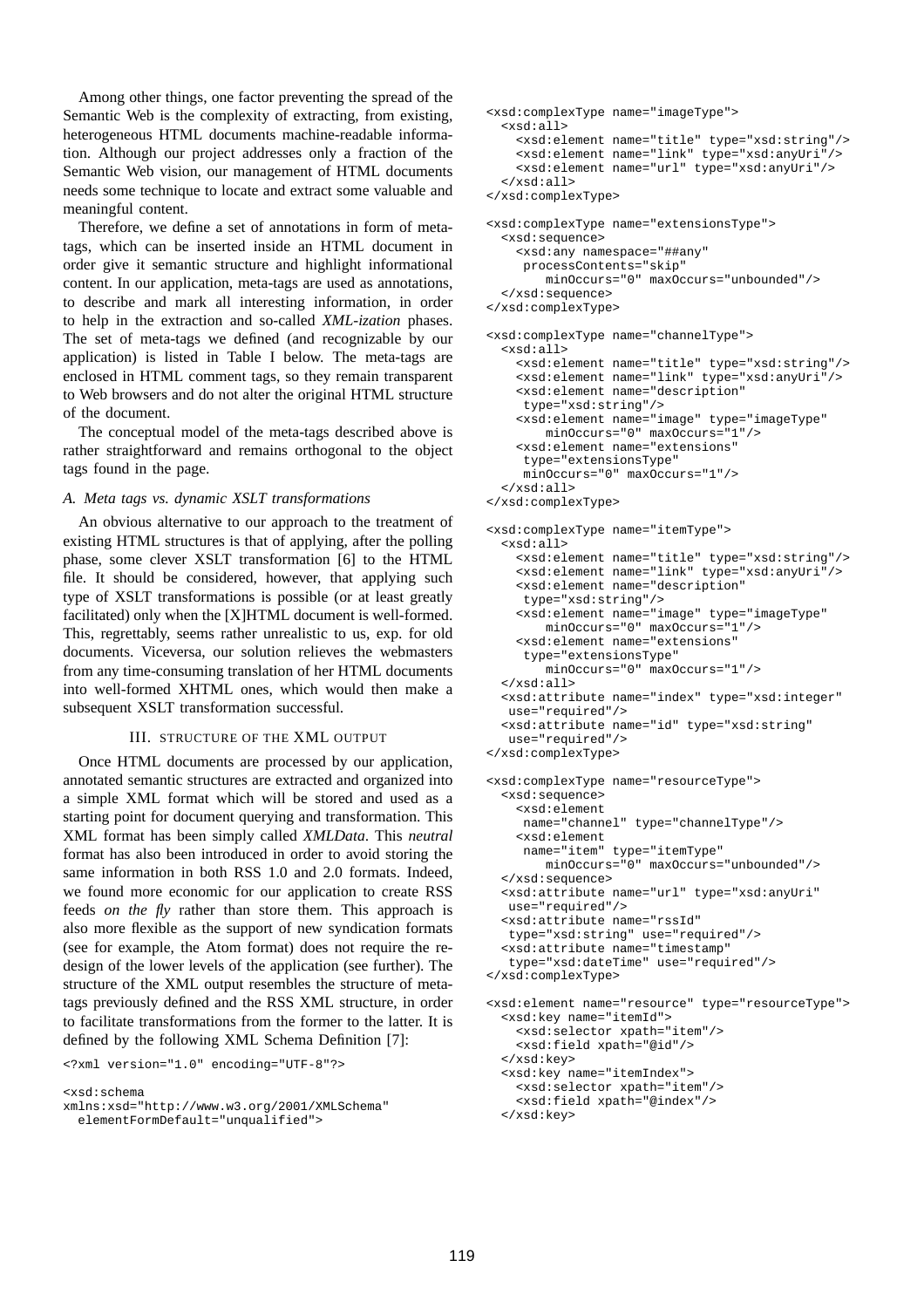Among other things, one factor preventing the spread of the Semantic Web is the complexity of extracting, from existing, heterogeneous HTML documents machine-readable information. Although our project addresses only a fraction of the Semantic Web vision, our management of HTML documents needs some technique to locate and extract some valuable and meaningful content.

Therefore, we define a set of annotations in form of meta-tags, which can be inserted inside an HTML document in order give it semantic structure and highlight informational content. In our application, meta-tags are used as annotations, to describe and mark all interesting information, in order to help in the extraction and so-called *XML-ization* phases. The set of meta-tags we defined (and recognizable by our application) is listed in Table I below. The meta-tags are enclosed in HTML comment tags, so they remain transparent to Web browsers and do not alter the original HTML structure of the document.

The conceptual model of the meta-tags described above is rather straightforward and remains orthogonal to the object tags found in the page.

### A. Meta tags vs. dynamic XSLT transformations

An obvious alternative to our approach to the treatment of existing HTML structures is that of applying, after the polling phase, some clever XSLT transformation [6] to the HTML file. It should be considered, however, that applying such type of XSLT transformations is possible (or at least greatly facilitated) only when the [X]HTML document is well-formed. This, regrettably, seems rather unrealistic to us, exp. for old documents. Viceversa, our solution relieves the webmasters from any time-consuming translation of her HTML documents into well-formed XHTML ones, which would then make a subsequent XSLT transformation successful.

## III. Structure of the XML output

Once HTML documents are processed by our application, annotated semantic structures are extracted and organized into a simple XML format which will be stored and used as a starting point for document querying and transformation. This XML format has been simply called *XMLData*. This *neutral* format has also been introduced in order to avoid storing the same information in both RSS 1.0 and 2.0 formats. Indeed, we found more economic for our application to create RSS feeds *on the fly* rather than store them. This approach is also more flexible as the support of new syndication formats (see for example, the Atom format) does not require the re-design of the lower levels of the application (see further). The structure of the XML output resembles the structure of meta-tags previously defined and the RSS XML structure, in order to facilitate transformations from the former to the latter. It is defined by the following XML Schema Definition [7]:

```
<?xml version="1.0" encoding="UTF-8"?>

<xsd:schema
xmlns:xsd="http://www.w3.org/2001/XMLSchema"
  elementFormDefault="unqualified">

<xsd:complexType name="imageType">
  <xsd:all>
    <xsd:element name="title" type="xsd:string"/>
    <xsd:element name="link" type="xsd:anyUri"/>
    <xsd:element name="url" type="xsd:anyUri"/>
  </xsd:all>
</xsd:complexType>

<xsd:complexType name="extensionsType">
  <xsd:sequence>
    <xsd:any namespace="##any"
     processContents="skip"
        minOccurs="0" maxOccurs="unbounded"/>
  </xsd:sequence>
</xsd:complexType>

<xsd:complexType name="channelType">
  <xsd:all>
    <xsd:element name="title" type="xsd:string"/>
    <xsd:element name="link" type="xsd:anyUri"/>
    <xsd:element name="description"
     type="xsd:string"/>
    <xsd:element name="image" type="imageType"
        minOccurs="0" maxOccurs="1"/>
    <xsd:element name="extensions"
     type="extensionsType"
     minOccurs="0" maxOccurs="1"/>
  </xsd:all>
</xsd:complexType>

<xsd:complexType name="itemType">
  <xsd:all>
    <xsd:element name="title" type="xsd:string"/>
    <xsd:element name="link" type="xsd:anyUri"/>
    <xsd:element name="description"
     type="xsd:string"/>
    <xsd:element name="image" type="imageType"
        minOccurs="0" maxOccurs="1"/>
    <xsd:element name="extensions"
     type="extensionsType"
        minOccurs="0" maxOccurs="1"/>
  </xsd:all>
  <xsd:attribute name="index" type="xsd:integer"
   use="required"/>
  <xsd:attribute name="id" type="xsd:string"
   use="required"/>
</xsd:complexType>

<xsd:complexType name="resourceType">
  <xsd:sequence>
    <xsd:element
     name="channel" type="channelType"/>
    <xsd:element
     name="item" type="itemType"
        minOccurs="0" maxOccurs="unbounded"/>
  </xsd:sequence>
  <xsd:attribute name="url" type="xsd:anyUri"
   use="required"/>
  <xsd:attribute name="rssId"
   type="xsd:string" use="required"/>
  <xsd:attribute name="timestamp"
   type="xsd:dateTime" use="required"/>
</xsd:complexType>

<xsd:element name="resource" type="resourceType">
  <xsd:key name="itemId">
    <xsd:selector xpath="item"/>
    <xsd:field xpath="@id"/>
  </xsd:key>
  <xsd:key name="itemIndex">
    <xsd:selector xpath="item"/>
    <xsd:field xpath="@index"/>
  </xsd:key>
```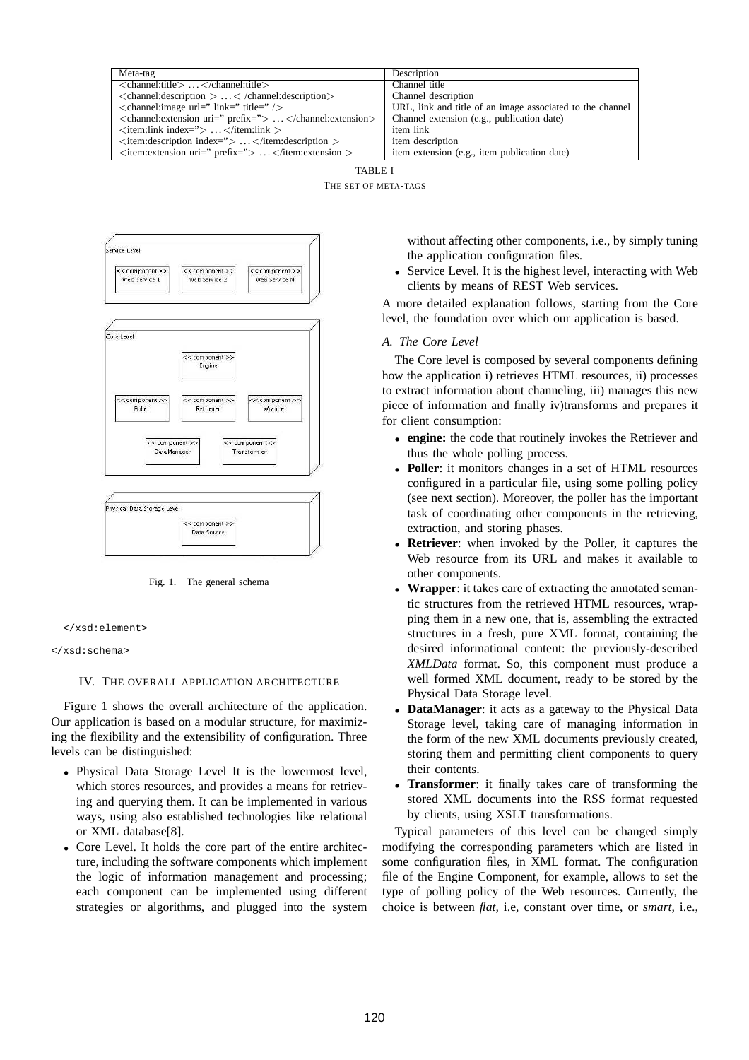| Meta-tag | Description |
| --- | --- |
| <channel:title> ... </channel:title> | Channel title |
| <channel:description > ... < /channel:description> | Channel description |
| <channel:image url=" link=" title=" /> | URL, link and title of an image associated to the channel |
| <channel:extension uri=" prefix="> ... </channel:extension> | Channel extension (e.g., publication date) |
| <item:link index="> ... </item:link > | item link |
| <item:description index="> ... </item:description > | item description |
| <item:extension uri=" prefix="> ... </item:extension > | item extension (e.g., item publication date) |

TABLE I
THE SET OF META-TAGS

Fig. 1. The general schema

```
</xsd:element>

</xsd:schema>
```

## IV. THE OVERALL APPLICATION ARCHITECTURE

Figure 1 shows the overall architecture of the application. Our application is based on a modular structure, for maximizing the flexibility and the extensibility of configuration. Three levels can be distinguished:

- Physical Data Storage Level It is the lowermost level, which stores resources, and provides a means for retrieving and querying them. It can be implemented in various ways, using also established technologies like relational or XML database[8].
- Core Level. It holds the core part of the entire architecture, including the software components which implement the logic of information management and processing; each component can be implemented using different strategies or algorithms, and plugged into the system without affecting other components, i.e., by simply tuning the application configuration files.
- Service Level. It is the highest level, interacting with Web clients by means of REST Web services.

A more detailed explanation follows, starting from the Core level, the foundation over which our application is based.

### *A. The Core Level*

The Core level is composed by several components defining how the application i) retrieves HTML resources, ii) processes to extract information about channeling, iii) manages this new piece of information and finally iv)transforms and prepares it for client consumption:

- **engine:** the code that routinely invokes the Retriever and thus the whole polling process.
- **Poller**: it monitors changes in a set of HTML resources configured in a particular file, using some polling policy (see next section). Moreover, the poller has the important task of coordinating other components in the retrieving, extraction, and storing phases.
- **Retriever**: when invoked by the Poller, it captures the Web resource from its URL and makes it available to other components.
- **Wrapper**: it takes care of extracting the annotated semantic structures from the retrieved HTML resources, wrapping them in a new one, that is, assembling the extracted structures in a fresh, pure XML format, containing the desired informational content: the previously-described *XMLData* format. So, this component must produce a well formed XML document, ready to be stored by the Physical Data Storage level.
- **DataManager**: it acts as a gateway to the Physical Data Storage level, taking care of managing information in the form of the new XML documents previously created, storing them and permitting client components to query their contents.
- **Transformer**: it finally takes care of transforming the stored XML documents into the RSS format requested by clients, using XSLT transformations.

Typical parameters of this level can be changed simply modifying the corresponding parameters which are listed in some configuration files, in XML format. The configuration file of the Engine Component, for example, allows to set the type of polling policy of the Web resources. Currently, the choice is between *flat,* i.e, constant over time, or *smart,* i.e.,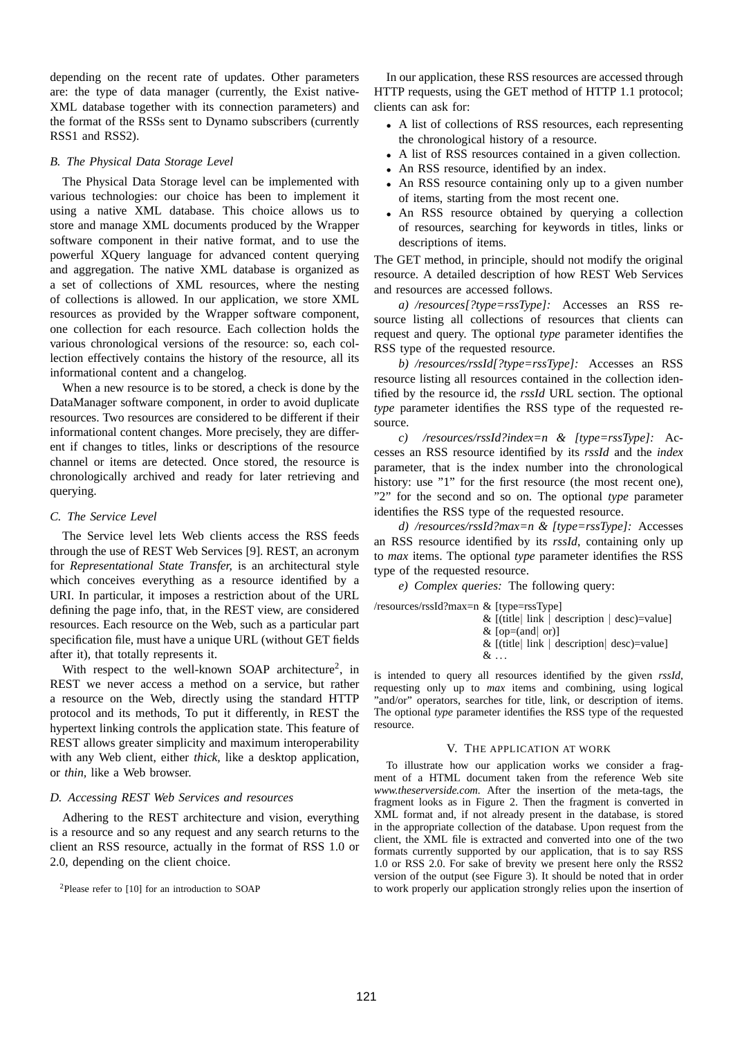depending on the recent rate of updates. Other parameters are: the type of data manager (currently, the Exist native-XML database together with its connection parameters) and the format of the RSSs sent to Dynamo subscribers (currently RSS1 and RSS2).

### B. The Physical Data Storage Level

The Physical Data Storage level can be implemented with various technologies: our choice has been to implement it using a native XML database. This choice allows us to store and manage XML documents produced by the Wrapper software component in their native format, and to use the powerful XQuery language for advanced content querying and aggregation. The native XML database is organized as a set of collections of XML resources, where the nesting of collections is allowed. In our application, we store XML resources as provided by the Wrapper software component, one collection for each resource. Each collection holds the various chronological versions of the resource: so, each collection effectively contains the history of the resource, all its informational content and a changelog.

When a new resource is to be stored, a check is done by the DataManager software component, in order to avoid duplicate resources. Two resources are considered to be different if their informational content changes. More precisely, they are different if changes to titles, links or descriptions of the resource channel or items are detected. Once stored, the resource is chronologically archived and ready for later retrieving and querying.

### C. The Service Level

The Service level lets Web clients access the RSS feeds through the use of REST Web Services [9]. REST, an acronym for *Representational State Transfer*, is an architectural style which conceives everything as a resource identified by a URI. In particular, it imposes a restriction about of the URL defining the page info, that, in the REST view, are considered resources. Each resource on the Web, such as a particular part specification file, must have a unique URL (without GET fields after it), that totally represents it.

With respect to the well-known SOAP architecture[2], in REST we never access a method on a service, but rather a resource on the Web, directly using the standard HTTP protocol and its methods, To put it differently, in REST the hypertext linking controls the application state. This feature of REST allows greater simplicity and maximum interoperability with any Web client, either *thick*, like a desktop application, or *thin*, like a Web browser.

### D. Accessing REST Web Services and resources

Adhering to the REST architecture and vision, everything is a resource and so any request and any search returns to the client an RSS resource, actually in the format of RSS 1.0 or 2.0, depending on the client choice.

[2]Please refer to [10] for an introduction to SOAP

In our application, these RSS resources are accessed through HTTP requests, using the GET method of HTTP 1.1 protocol; clients can ask for:

- A list of collections of RSS resources, each representing the chronological history of a resource.
- A list of RSS resources contained in a given collection.
- An RSS resource, identified by an index.
- An RSS resource containing only up to a given number of items, starting from the most recent one.
- An RSS resource obtained by querying a collection of resources, searching for keywords in titles, links or descriptions of items.

The GET method, in principle, should not modify the original resource. A detailed description of how REST Web Services and resources are accessed follows.

*a) /resources[?type=rssType]:* Accesses an RSS resource listing all collections of resources that clients can request and query. The optional *type* parameter identifies the RSS type of the requested resource.

*b) /resources/rssId[?type=rssType]:* Accesses an RSS resource listing all resources contained in the collection identified by the resource id, the *rssId* URL section. The optional *type* parameter identifies the RSS type of the requested resource.

*c) /resources/rssId?index=n & [type=rssType]:* Accesses an RSS resource identified by its *rssId* and the *index* parameter, that is the index number into the chronological history: use "1" for the first resource (the most recent one), "2" for the second and so on. The optional *type* parameter identifies the RSS type of the requested resource.

*d) /resources/rssId?max=n & [type=rssType]:* Accesses an RSS resource identified by its *rssId*, containing only up to *max* items. The optional *type* parameter identifies the RSS type of the requested resource.

*e) Complex queries:* The following query:

```
/resources/rssId?max=n & [type=rssType]
                       & [(title| link | description | desc)=value]
                       & [op=(and| or)]
                       & [(title| link | description| desc)=value]
                       & ...
```

is intended to query all resources identified by the given *rssId*, requesting only up to *max* items and combining, using logical "and/or" operators, searches for title, link, or description of items. The optional *type* parameter identifies the RSS type of the requested resource.

## V. The Application at Work

To illustrate how our application works we consider a fragment of a HTML document taken from the reference Web site *www.theserverside.com*. After the insertion of the meta-tags, the fragment looks as in Figure 2. Then the fragment is converted in XML format and, if not already present in the database, is stored in the appropriate collection of the database. Upon request from the client, the XML file is extracted and converted into one of the two formats currently supported by our application, that is to say RSS 1.0 or RSS 2.0. For sake of brevity we present here only the RSS2 version of the output (see Figure 3). It should be noted that in order to work properly our application strongly relies upon the insertion of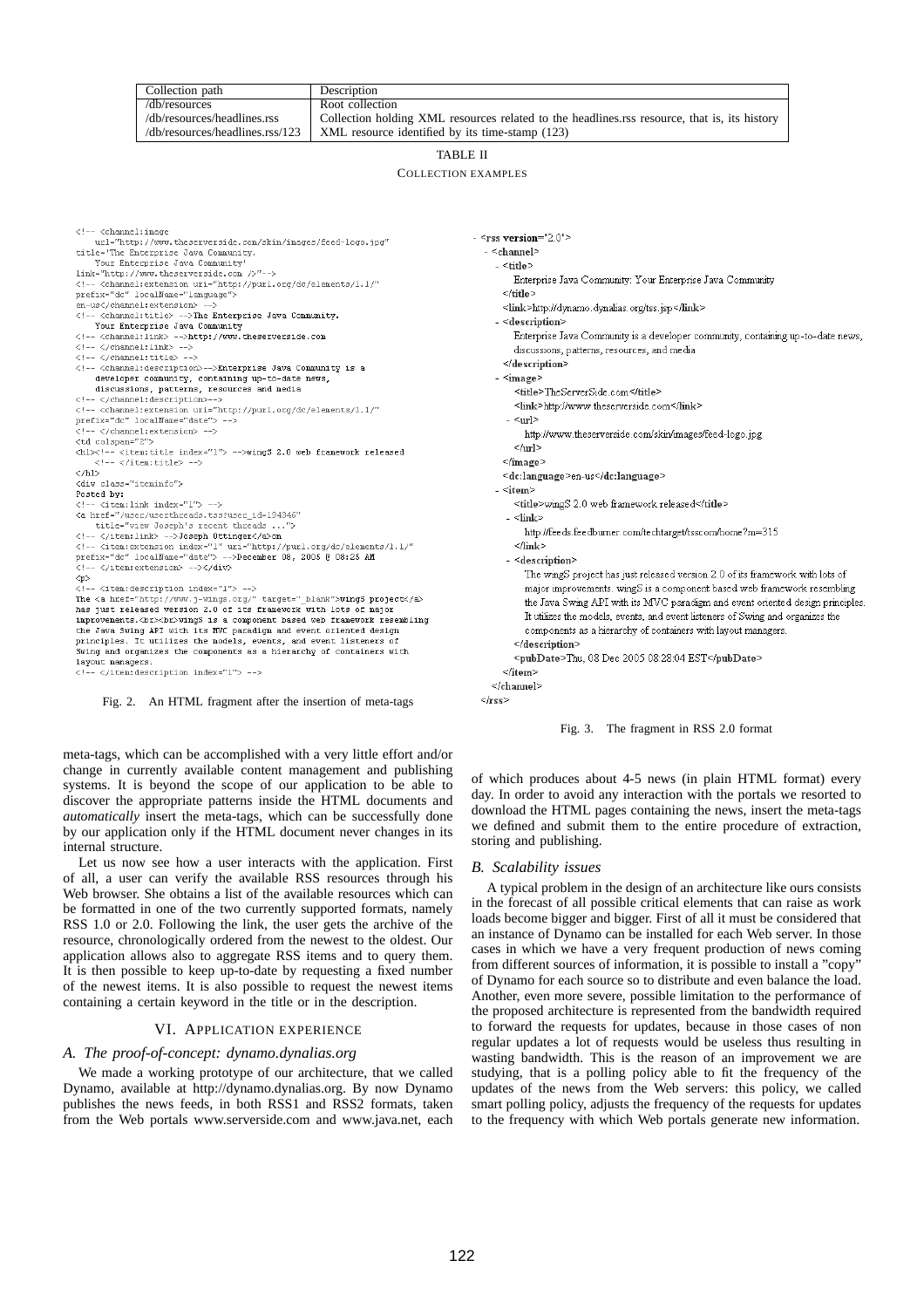| Collection path | Description |
|---|---|
| /db/resources | Root collection |
| /db/resources/headlines.rss | Collection holding XML resources related to the headlines.rss resource, that is, its history |
| /db/resources/headlines.rss/123 | XML resource identified by its time-stamp (123) |

TABLE II
COLLECTION EXAMPLES

```
<!-- <channel:image
    url="http://www.theserverside.com/skin/images/feed-logo.jpg"
title='The Enterprise Java Community.
    Your Enterprise Java Community'
link="http://www.theserverside.com />"-->
<!-- <channel:extension uri="http://purl.org/dc/elements/1.1/"
prefix="dc" localName="language">
en-us</channel:extension> -->
<!-- <channel:title> -->The Enterprise Java Community.
    Your Enterprise Java Community
<!-- <channel:link> -->http://www.theserverside.com
<!-- </channel:link> -->
<!-- </channel:title> -->
<!-- <channel:description>-->Enterprise Java Community is a
    developer community, containing up-to-date news,
    discussions, patterns, resources and media
<!-- </channel:description>-->
<!-- <channel:extension uri="http://purl.org/dc/elements/1.1/"
prefix="dc" localName="date"> -->
<!-- </channel:extension> -->
<td colspan="2">
<h1><!-- <item:title index="1"> -->wingS 2.0 web framework released
    <!-- </item:title> -->
</h1>
<div class="iteminfo">
Posted by:
<!-- <item:link index="1"> -->
<a href="/user/userthreads.tss?user_id=194346"
    title="view Joseph's recent threads ...">
<!-- </item:link> -->Joseph Ottinger</a>on
<!-- <item:extension index="1" uri="http://purl.org/dc/elements/1.1/"
prefix="dc" localName="date"> -->December 08, 2005 @ 08:25 AM
<!-- </item:extension> --></div>
<p>
<!-- <item:description index="1"> -->
The <a href="http://www.j-wings.org/" target="_blank">wingS project</a>
has just released version 2.0 of its framework with lots of major
improvements.<br><br>wingS is a component based web framework resembling
the Java Swing API with its MVC paradigm and event oriented design
principles. It utilizes the models, events, and event listeners of
Swing and organizes the components as a hierarchy of containers with
layout managers.
<!-- </item:description index="1"> -->
```

Fig. 2. An HTML fragment after the insertion of meta-tags

```
- <rss version="2.0">
  - <channel>
    - <title>
        Enterprise Java Community: Your Enterprise Java Community
      </title>
      <link>http://dynamo.dynalias.org/tss.jsp</link>
    - <description>
        Enterprise Java Community is a developer community, containing up-to-date news,
        discussions, patterns, resources, and media
      </description>
    - <image>
        <title>TheServerSide.com</title>
        <link>http://www.theserverside.com</link>
      - <url>
          http://www.theserverside.com/skin/images/feed-logo.jpg
        </url>
      </image>
      <dc:language>en-us</dc:language>
    - <item>
        <title>wingS 2.0 web framework released</title>
      - <link>
          http://feeds.feedburner.com/techtarget/tsscom/home?m=315
        </link>
      - <description>
          The wingS project has just released version 2.0 of its framework with lots of
          major improvements. wingS is a component based web framework resembling
          the Java Swing API with its MVC paradigm and event oriented design principles.
          It utilizes the models, events, and event listeners of Swing and organizes the
          components as a hierarchy of containers with layout managers.
        </description>
        <pubDate>Thu, 08 Dec 2005 08:28:04 EST</pubDate>
      </item>
    </channel>
</rss>
```

Fig. 3. The fragment in RSS 2.0 format

meta-tags, which can be accomplished with a very little effort and/or change in currently available content management and publishing systems. It is beyond the scope of our application to be able to discover the appropriate patterns inside the HTML documents and *automatically* insert the meta-tags, which can be successfully done by our application only if the HTML document never changes in its internal structure.

Let us now see how a user interacts with the application. First of all, a user can verify the available RSS resources through his Web browser. She obtains a list of the available resources which can be formatted in one of the two currently supported formats, namely RSS 1.0 or 2.0. Following the link, the user gets the archive of the resource, chronologically ordered from the newest to the oldest. Our application allows also to aggregate RSS items and to query them. It is then possible to keep up-to-date by requesting a fixed number of the newest items. It is also possible to request the newest items containing a certain keyword in the title or in the description.

## VI. Application experience

### A. The proof-of-concept: dynamo.dynalias.org

We made a working prototype of our architecture, that we called Dynamo, available at http://dynamo.dynalias.org. By now Dynamo publishes the news feeds, in both RSS1 and RSS2 formats, taken from the Web portals www.serverside.com and www.java.net, each of which produces about 4-5 news (in plain HTML format) every day. In order to avoid any interaction with the portals we resorted to download the HTML pages containing the news, insert the meta-tags we defined and submit them to the entire procedure of extraction, storing and publishing.

### B. Scalability issues

A typical problem in the design of an architecture like ours consists in the forecast of all possible critical elements that can raise as work loads become bigger and bigger. First of all it must be considered that an instance of Dynamo can be installed for each Web server. In those cases in which we have a very frequent production of news coming from different sources of information, it is possible to install a "copy" of Dynamo for each source so to distribute and even balance the load. Another, even more severe, possible limitation to the performance of the proposed architecture is represented from the bandwidth required to forward the requests for updates, because in those cases of non regular updates a lot of requests would be useless thus resulting in wasting bandwidth. This is the reason of an improvement we are studying, that is a polling policy able to fit the frequency of the updates of the news from the Web servers: this policy, we called smart polling policy, adjusts the frequency of the requests for updates to the frequency with which Web portals generate new information.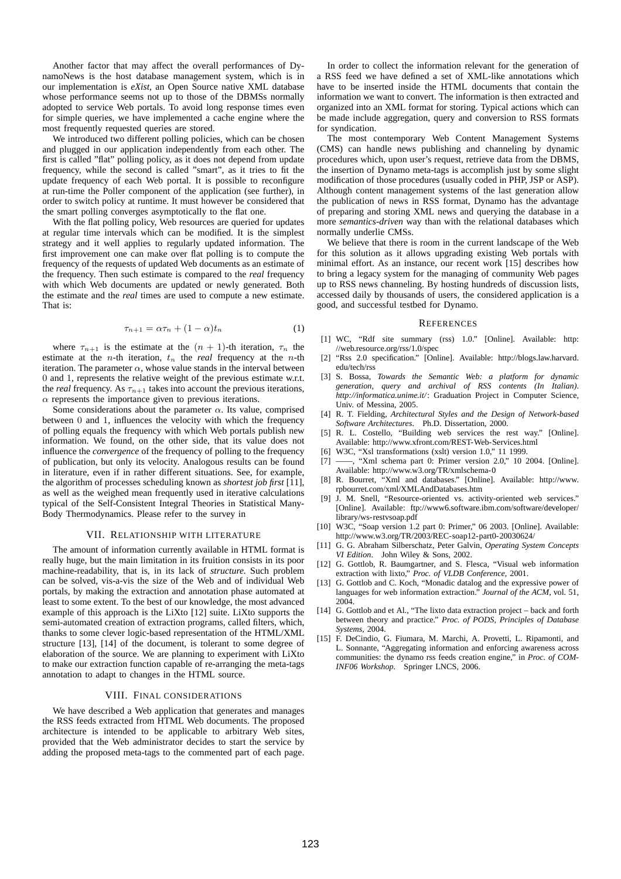Another factor that may affect the overall performances of DynamoNews is the host database management system, which is in our implementation is *eXist*, an Open Source native XML database whose performance seems not up to those of the DBMSs normally adopted to service Web portals. To avoid long response times even for simple queries, we have implemented a cache engine where the most frequently requested queries are stored.

We introduced two different polling policies, which can be chosen and plugged in our application independently from each other. The first is called "flat" polling policy, as it does not depend from update frequency, while the second is called "smart", as it tries to fit the update frequency of each Web portal. It is possible to reconfigure at run-time the Poller component of the application (see further), in order to switch policy at runtime. It must however be considered that the smart polling converges asymptotically to the flat one.

With the flat polling policy, Web resources are queried for updates at regular time intervals which can be modified. It is the simplest strategy and it well applies to regularly updated information. The first improvement one can make over flat polling is to compute the frequency of the requests of updated Web documents as an estimate of the frequency. Then such estimate is compared to the *real* frequency with which Web documents are updated or newly generated. Both the estimate and the *real* times are used to compute a new estimate. That is:

$$\tau_{n+1} = \alpha\tau_n + (1 - \alpha)t_n \qquad (1)$$

where $\tau_{n+1}$ is the estimate at the $(n + 1)$-th iteration, $\tau_n$ the estimate at the $n$-th iteration, $t_n$ the *real* frequency at the $n$-th iteration. The parameter $\alpha$, whose value stands in the interval between $0$ and $1$, represents the relative weight of the previous estimate w.r.t. the *real* frequency. As $\tau_{n+1}$ takes into account the previous iterations, $\alpha$ represents the importance given to previous iterations.

Some considerations about the parameter $\alpha$. Its value, comprised between $0$ and $1$, influences the velocity with which the frequency of polling equals the frequency with which Web portals publish new information. We found, on the other side, that its value does not influence the *convergence* of the frequency of polling to the frequency of publication, but only its velocity. Analogous results can be found in literature, even if in rather different situations. See, for example, the algorithm of processes scheduling known as *shortest job first* [11], as well as the weighed mean frequently used in iterative calculations typical of the Self-Consistent Integral Theories in Statistical Many-Body Thermodynamics. Please refer to the survey in

## VII. Relationship with literature

The amount of information currently available in HTML format is really huge, but the main limitation in its fruition consists in its poor machine-readability, that is, in its lack of *structure.* Such problem can be solved, vis-a-vis the size of the Web and of individual Web portals, by making the extraction and annotation phase automated at least to some extent. To the best of our knowledge, the most advanced example of this approach is the LiXto [12] suite. LiXto supports the semi-automated creation of extraction programs, called filters, which, thanks to some clever logic-based representation of the HTML/XML structure [13], [14] of the document, is tolerant to some degree of elaboration of the source. We are planning to experiment with LiXto to make our extraction function capable of re-arranging the meta-tags annotation to adapt to changes in the HTML source.

## VIII. Final considerations

We have described a Web application that generates and manages the RSS feeds extracted from HTML Web documents. The proposed architecture is intended to be applicable to arbitrary Web sites, provided that the Web administrator decides to start the service by adding the proposed meta-tags to the commented part of each page.

In order to collect the information relevant for the generation of a RSS feed we have defined a set of XML-like annotations which have to be inserted inside the HTML documents that contain the information we want to convert. The information is then extracted and organized into an XML format for storing. Typical actions which can be made include aggregation, query and conversion to RSS formats for syndication.

The most contemporary Web Content Management Systems (CMS) can handle news publishing and channeling by dynamic procedures which, upon user's request, retrieve data from the DBMS, the insertion of Dynamo meta-tags is accomplish just by some slight modification of those procedures (usually coded in PHP, JSP or ASP). Although content management systems of the last generation allow the publication of news in RSS format, Dynamo has the advantage of preparing and storing XML news and querying the database in a more *semantics-driven* way than with the relational databases which normally underlie CMSs.

We believe that there is room in the current landscape of the Web for this solution as it allows upgrading existing Web portals with minimal effort. As an instance, our recent work [15] describes how to bring a legacy system for the managing of community Web pages up to RSS news channeling. By hosting hundreds of discussion lists, accessed daily by thousands of users, the considered application is a good, and successful testbed for Dynamo.

## References

[1] WC, "Rdf site summary (rss) 1.0." [Online]. Available: http://web.resource.org/rss/1.0/spec

[2] "Rss 2.0 specification." [Online]. Available: http://blogs.law.harvard.edu/tech/rss

[3] S. Bossa, *Towards the Semantic Web: a platform for dynamic generation, query and archival of RSS contents (In Italian). http://informatica.unime.it/*: Graduation Project in Computer Science, Univ. of Messina, 2005.

[4] R. T. Fielding, *Architectural Styles and the Design of Network-based Software Architectures*. Ph.D. Dissertation, 2000.

[5] R. L. Costello, "Building web services the rest way." [Online]. Available: http://www.xfront.com/REST-Web-Services.html

[6] W3C, "Xsl transformations (xslt) version 1.0," 11 1999.

[7] ——, "Xml schema part 0: Primer version 2.0," 10 2004. [Online]. Available: http://www.w3.org/TR/xmlschema-0

[8] R. Bourret, "Xml and databases." [Online]. Available: http://www.rpbourret.com/xml/XMLAndDatabases.htm

[9] J. M. Snell, "Resource-oriented vs. activity-oriented web services." [Online]. Available: ftp://www6.software.ibm.com/software/developer/library/ws-restvsoap.pdf

[10] W3C, "Soap version 1.2 part 0: Primer," 06 2003. [Online]. Available: http://www.w3.org/TR/2003/REC-soap12-part0-20030624/

[11] G. G. Abraham Silberschatz, Peter Galvin, *Operating System Concepts VI Edition*. John Wiley & Sons, 2002.

[12] G. Gottlob, R. Baumgartner, and S. Flesca, "Visual web information extraction with lixto," *Proc. of VLDB Conference*, 2001.

[13] G. Gottlob and C. Koch, "Monadic datalog and the expressive power of languages for web information extraction." *Journal of the ACM*, vol. 51, 2004.

[14] G. Gottlob and et Al., "The lixto data extraction project – back and forth between theory and practice." *Proc. of PODS, Principles of Database Systems*, 2004.

[15] F. DeCindio, G. Fiumara, M. Marchi, A. Provetti, L. Ripamonti, and L. Sonnante, "Aggregating information and enforcing awareness across communities: the dynamo rss feeds creation engine," in *Proc. of COM-INF06 Workshop*. Springer LNCS, 2006.